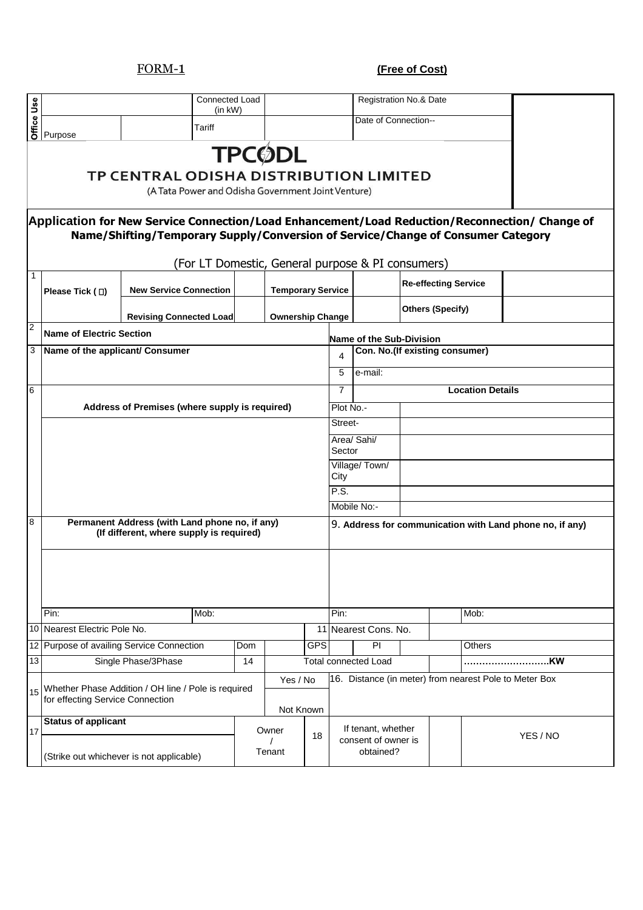FORM-1 **(Free of Cost)**

| Office Use | | Connected Load (in kW) | | Registration No.& Date | |
|---|---|---|---|---|---|
| Purpose | | Tariff | | Date of Connection-- | |

**TPCODL**

**TP CENTRAL ODISHA DISTRIBUTION LIMITED**

(A Tata Power and Odisha Government Joint Venture)

## Application for New Service Connection/Load Enhancement/Load Reduction/Reconnection/ Change of Name/Shifting/Temporary Supply/Conversion of Service/Change of Consumer Category

(For LT Domestic, General purpose & PI consumers)

| 1 | Please Tick (□) | New Service Connection | | Temporary Service | | Re-effecting Service | |
|---|---|---|---|---|---|---|---|
| | | Revising Connected Load | | Ownership Change | | Others (Specify) | |

| 2 | Name of Electric Section | | Name of the Sub-Division | |
|---|---|---|---|---|
| 3 | Name of the applicant/ Consumer | 4 | Con. No.(If existing consumer) | |
| | | 5 | e-mail: | |
| 6 | Address of Premises (where supply is required) | 7 | Location Details | |
| | | | Plot No.- | |
| | | | Street- | |
| | | | Area/ Sahi/ Sector | |
| | | | Village/ Town/ City | |
| | | | P.S. | |
| | | | Mobile No:- | |

| 8 | Permanent Address (with Land phone no, if any) (If different, where supply is required) | | 9. Address for communication with Land phone no, if any) | |
|---|---|---|---|---|
| | | | | |
| | Pin: | Mob: | Pin: | Mob: |

| 10 | Nearest Electric Pole No. | | | 11 | Nearest Cons. No. | | |
|---|---|---|---|---|---|---|---|
| 12 | Purpose of availing Service Connection | Dom | | GPS | PI | | Others |
| 13 | Single Phase/3Phase | 14 | | Total connected Load | | | ……………………….KW |
| 15 | Whether Phase Addition / OH line / Pole is required for effecting Service Connection | | Yes / No<br>Not Known | 16. Distance (in meter) from nearest Pole to Meter Box | | | |
| 17 | Status of applicant<br>(Strike out whichever is not applicable) | | Owner / Tenant | 18 | If tenant, whether consent of owner is obtained? | | YES / NO |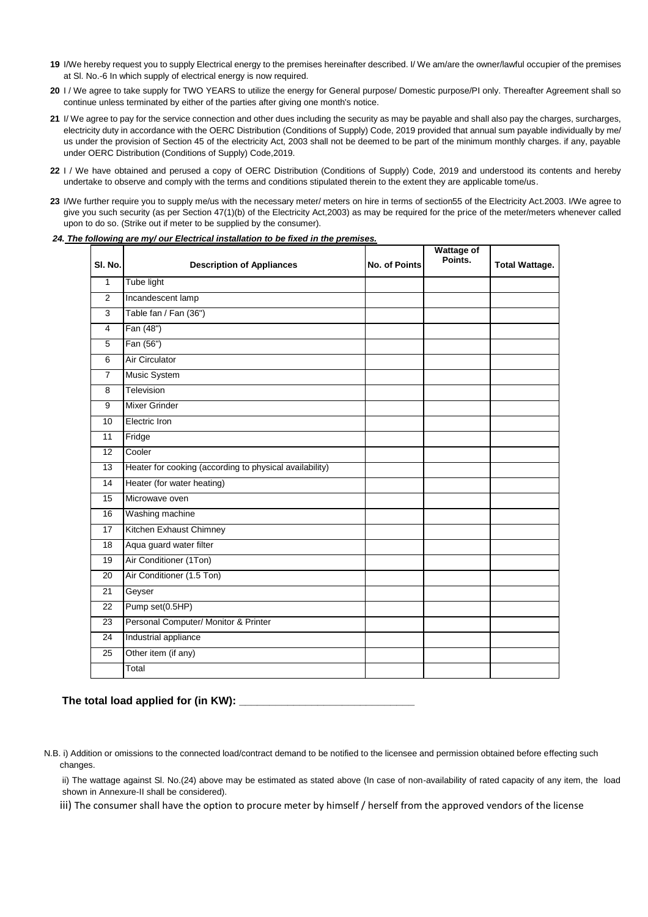19 I/We hereby request you to supply Electrical energy to the premises hereinafter described. I/ We am/are the owner/lawful occupier of the premises at Sl. No.-6 In which supply of electrical energy is now required.

20 I / We agree to take supply for TWO YEARS to utilize the energy for General purpose/ Domestic purpose/PI only. Thereafter Agreement shall so continue unless terminated by either of the parties after giving one month's notice.

21 I/ We agree to pay for the service connection and other dues including the security as may be payable and shall also pay the charges, surcharges, electricity duty in accordance with the OERC Distribution (Conditions of Supply) Code, 2019 provided that annual sum payable individually by me/ us under the provision of Section 45 of the electricity Act, 2003 shall not be deemed to be part of the minimum monthly charges. if any, payable under OERC Distribution (Conditions of Supply) Code,2019.

22 I / We have obtained and perused a copy of OERC Distribution (Conditions of Supply) Code, 2019 and understood its contents and hereby undertake to observe and comply with the terms and conditions stipulated therein to the extent they are applicable tome/us.

23 I/We further require you to supply me/us with the necessary meter/ meters on hire in terms of section55 of the Electricity Act.2003. I/We agree to give you such security (as per Section 47(1)(b) of the Electricity Act,2003) as may be required for the price of the meter/meters whenever called upon to do so. (Strike out if meter to be supplied by the consumer).

***24. The following are my/ our Electrical installation to be fixed in the premises.***

| Sl. No. | Description of Appliances | No. of Points | Wattage of Points. | Total Wattage. |
|---|---|---|---|---|
| 1 | Tube light | | | |
| 2 | Incandescent lamp | | | |
| 3 | Table fan / Fan (36") | | | |
| 4 | Fan (48") | | | |
| 5 | Fan (56") | | | |
| 6 | Air Circulator | | | |
| 7 | Music System | | | |
| 8 | Television | | | |
| 9 | Mixer Grinder | | | |
| 10 | Electric Iron | | | |
| 11 | Fridge | | | |
| 12 | Cooler | | | |
| 13 | Heater for cooking (according to physical availability) | | | |
| 14 | Heater (for water heating) | | | |
| 15 | Microwave oven | | | |
| 16 | Washing machine | | | |
| 17 | Kitchen Exhaust Chimney | | | |
| 18 | Aqua guard water filter | | | |
| 19 | Air Conditioner (1Ton) | | | |
| 20 | Air Conditioner (1.5 Ton) | | | |
| 21 | Geyser | | | |
| 22 | Pump set(0.5HP) | | | |
| 23 | Personal Computer/ Monitor & Printer | | | |
| 24 | Industrial appliance | | | |
| 25 | Other item (if any) | | | |
| | Total | | | |

**The total load applied for (in KW): ______________________________**

N.B. i) Addition or omissions to the connected load/contract demand to be notified to the licensee and permission obtained before effecting such changes.

ii) The wattage against Sl. No.(24) above may be estimated as stated above (In case of non-availability of rated capacity of any item, the load shown in Annexure-II shall be considered).

iii) The consumer shall have the option to procure meter by himself / herself from the approved vendors of the license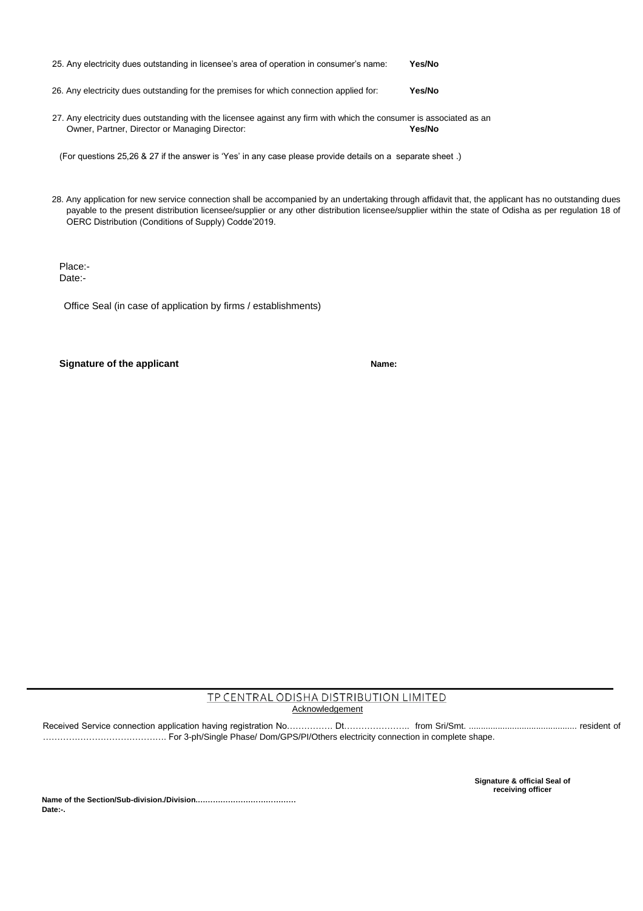25. Any electricity dues outstanding in licensee's area of operation in consumer's name: **Yes/No**

26. Any electricity dues outstanding for the premises for which connection applied for: **Yes/No**

27. Any electricity dues outstanding with the licensee against any firm with which the consumer is associated as an Owner, Partner, Director or Managing Director: **Yes/No**

(For questions 25,26 & 27 if the answer is 'Yes' in any case please provide details on a separate sheet .)

28. Any application for new service connection shall be accompanied by an undertaking through affidavit that, the applicant has no outstanding dues payable to the present distribution licensee/supplier or any other distribution licensee/supplier within the state of Odisha as per regulation 18 of OERC Distribution (Conditions of Supply) Codde'2019.

Place:-
Date:-

Office Seal (in case of application by firms / establishments)

**Signature of the applicant** **Name:**

---

## TP CENTRAL ODISHA DISTRIBUTION LIMITED

Acknowledgement

Received Service connection application having registration No……………. Dt………………….. from Sri/Smt. ............................................ resident of ……………………………………. For 3-ph/Single Phase/ Dom/GPS/PI/Others electricity connection in complete shape.

**Signature & official Seal of receiving officer**

**Name of the Section/Sub-division./Division.…………………………………**
**Date:-.**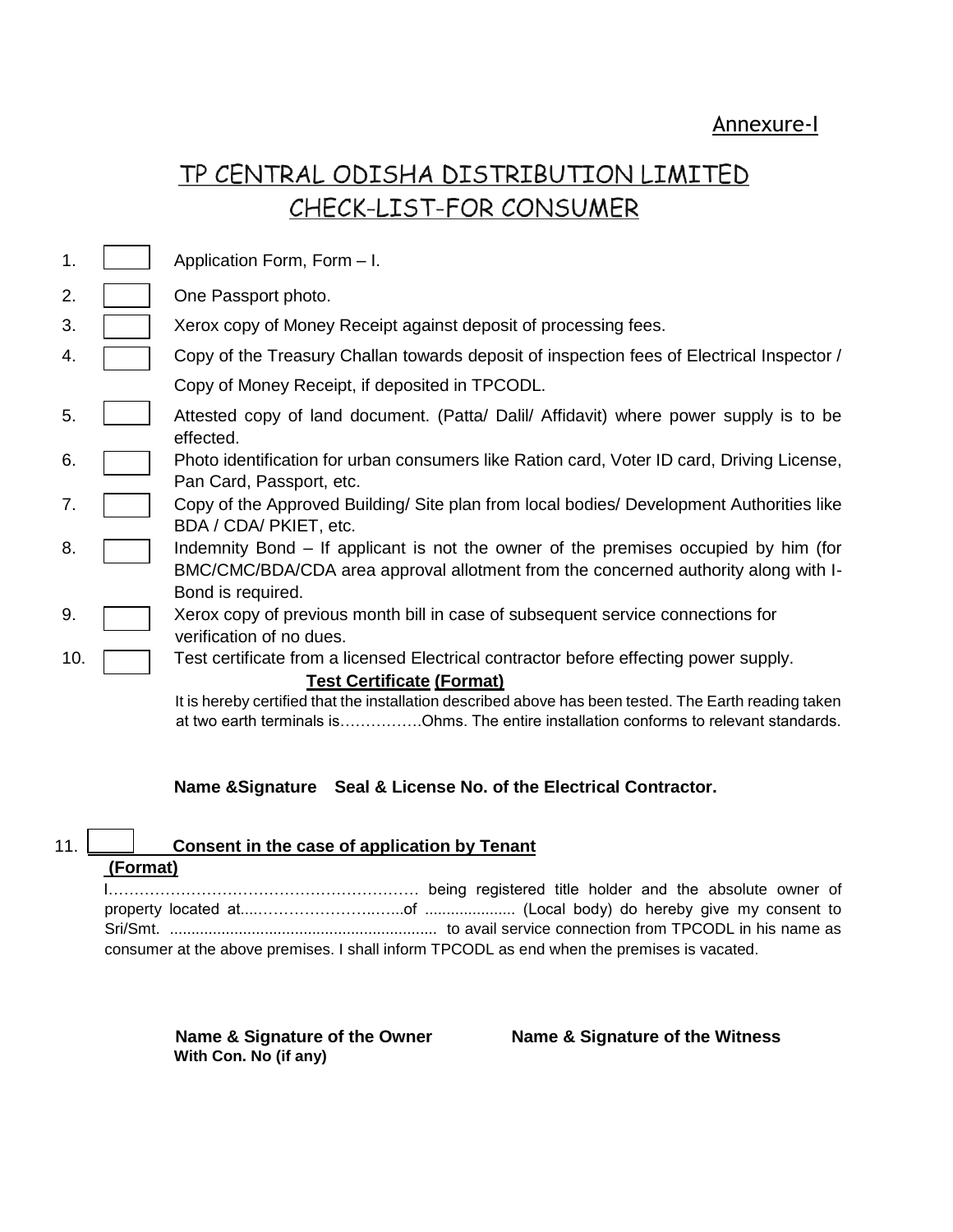Annexure-I

# TP CENTRAL ODISHA DISTRIBUTION LIMITED
## CHECK-LIST-FOR CONSUMER

1. ☐ Application Form, Form – I.
2. ☐ One Passport photo.
3. ☐ Xerox copy of Money Receipt against deposit of processing fees.
4. ☐ Copy of the Treasury Challan towards deposit of inspection fees of Electrical Inspector / Copy of Money Receipt, if deposited in TPCODL.
5. ☐ Attested copy of land document. (Patta/ Dalil/ Affidavit) where power supply is to be effected.
6. ☐ Photo identification for urban consumers like Ration card, Voter ID card, Driving License, Pan Card, Passport, etc.
7. ☐ Copy of the Approved Building/ Site plan from local bodies/ Development Authorities like BDA / CDA/ PKIET, etc.
8. ☐ Indemnity Bond – If applicant is not the owner of the premises occupied by him (for BMC/CMC/BDA/CDA area approval allotment from the concerned authority along with I-Bond is required.
9. ☐ Xerox copy of previous month bill in case of subsequent service connections for verification of no dues.
10. ☐ Test certificate from a licensed Electrical contractor before effecting power supply.

**Test Certificate (Format)**

It is hereby certified that the installation described above has been tested. The Earth reading taken at two earth terminals is…………….Ohms. The entire installation conforms to relevant standards.

**Name &Signature Seal & License No. of the Electrical Contractor.**

11. ☐ **Consent in the case of application by Tenant**

**(Format)**

I……………………………………………………. being registered title holder and the absolute owner of property located at....………………….…...of ..................... (Local body) do hereby give my consent to Sri/Smt. .............................................................. to avail service connection from TPCODL in his name as consumer at the above premises. I shall inform TPCODL as end when the premises is vacated.

**Name & Signature of the Owner With Con. No (if any)**

**Name & Signature of the Witness**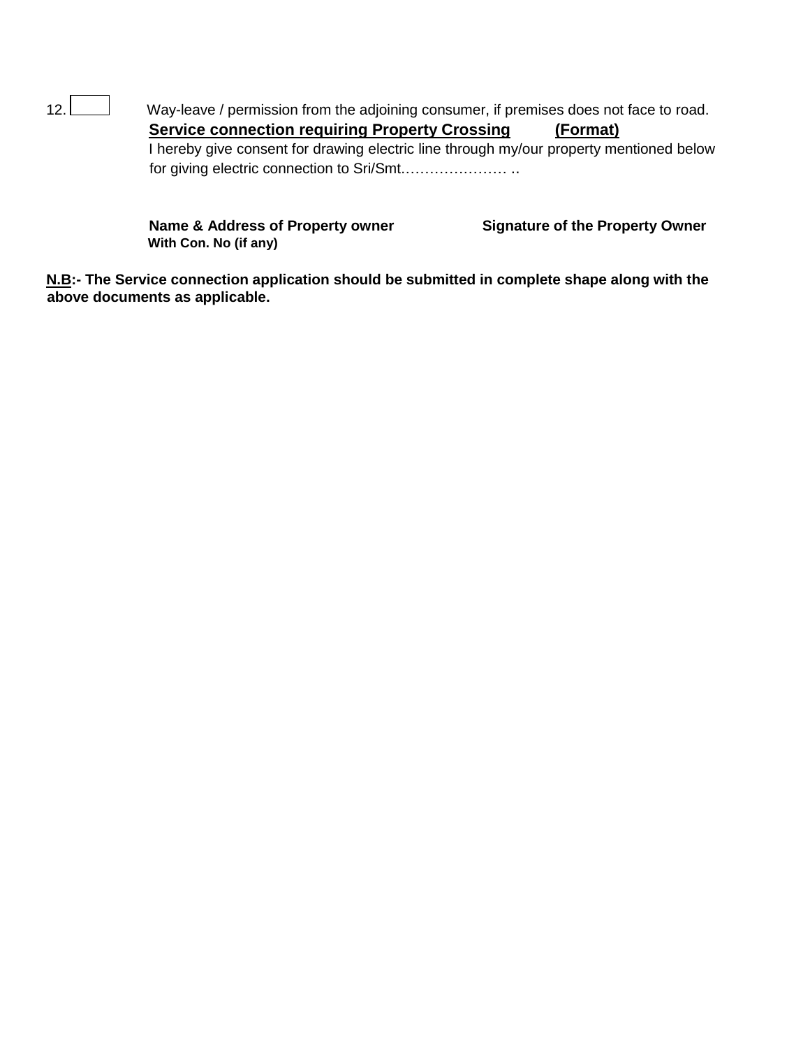12. ☐ Way-leave / permission from the adjoining consumer, if premises does not face to road.

**<u>Service connection requiring Property Crossing</u>** **<u>(Format)</u>**

I hereby give consent for drawing electric line through my/our property mentioned below for giving electric connection to Sri/Smt…………………. ..

**Name & Address of Property owner** **Signature of the Property Owner**
**With Con. No (if any)**

**<u>N.B</u>:- The Service connection application should be submitted in complete shape along with the above documents as applicable.**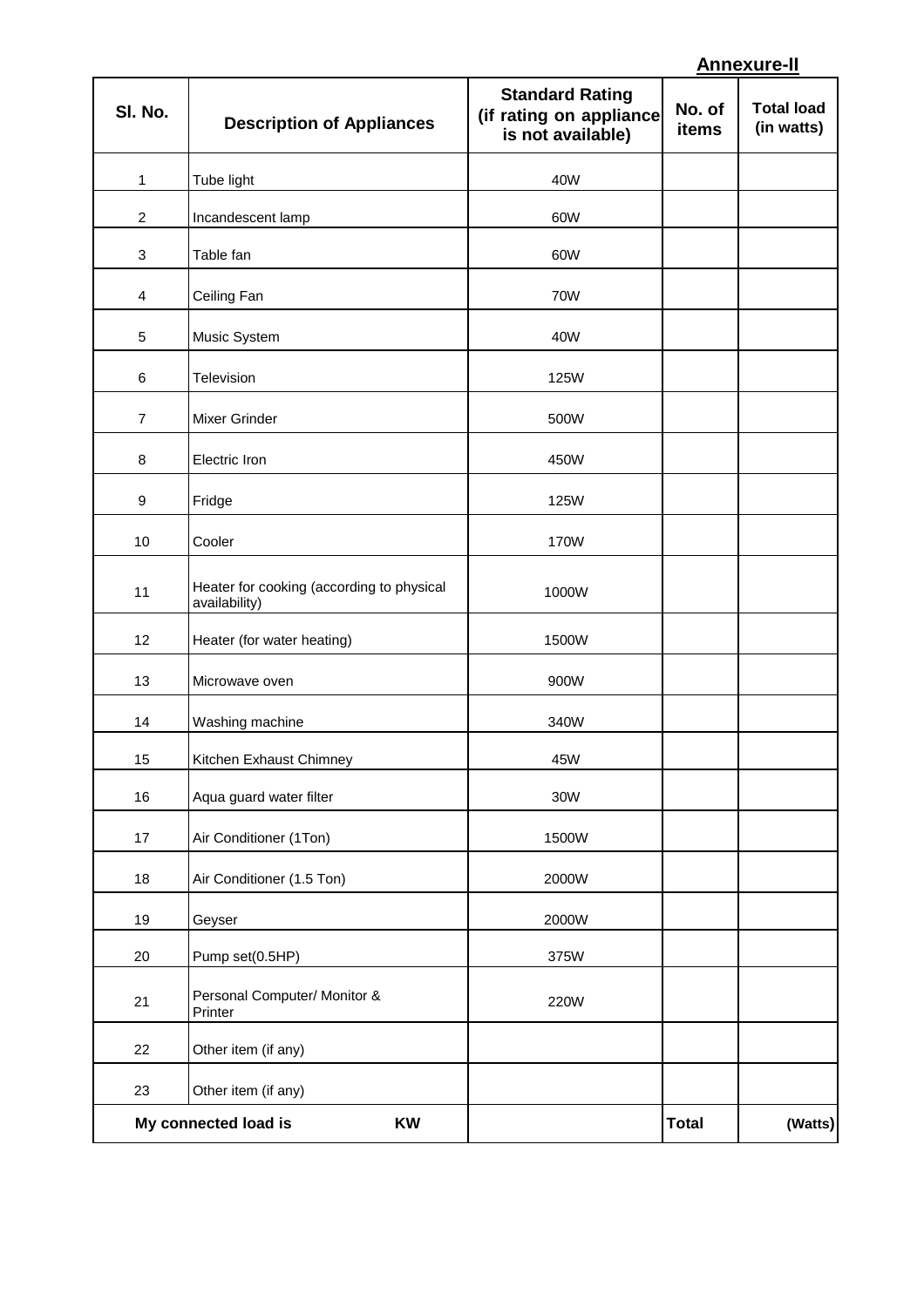**Annexure-II**

| Sl. No. | Description of Appliances | Standard Rating (if rating on appliance is not available) | No. of items | Total load (in watts) |
|---|---|---|---|---|
| 1 | Tube light | 40W | | |
| 2 | Incandescent lamp | 60W | | |
| 3 | Table fan | 60W | | |
| 4 | Ceiling Fan | 70W | | |
| 5 | Music System | 40W | | |
| 6 | Television | 125W | | |
| 7 | Mixer Grinder | 500W | | |
| 8 | Electric Iron | 450W | | |
| 9 | Fridge | 125W | | |
| 10 | Cooler | 170W | | |
| 11 | Heater for cooking (according to physical availability) | 1000W | | |
| 12 | Heater (for water heating) | 1500W | | |
| 13 | Microwave oven | 900W | | |
| 14 | Washing machine | 340W | | |
| 15 | Kitchen Exhaust Chimney | 45W | | |
| 16 | Aqua guard water filter | 30W | | |
| 17 | Air Conditioner (1Ton) | 1500W | | |
| 18 | Air Conditioner (1.5 Ton) | 2000W | | |
| 19 | Geyser | 2000W | | |
| 20 | Pump set(0.5HP) | 375W | | |
| 21 | Personal Computer/ Monitor & Printer | 220W | | |
| 22 | Other item (if any) | | | |
| 23 | Other item (if any) | | | |
| **My connected load is** | **KW** | | **Total** | **(Watts)** |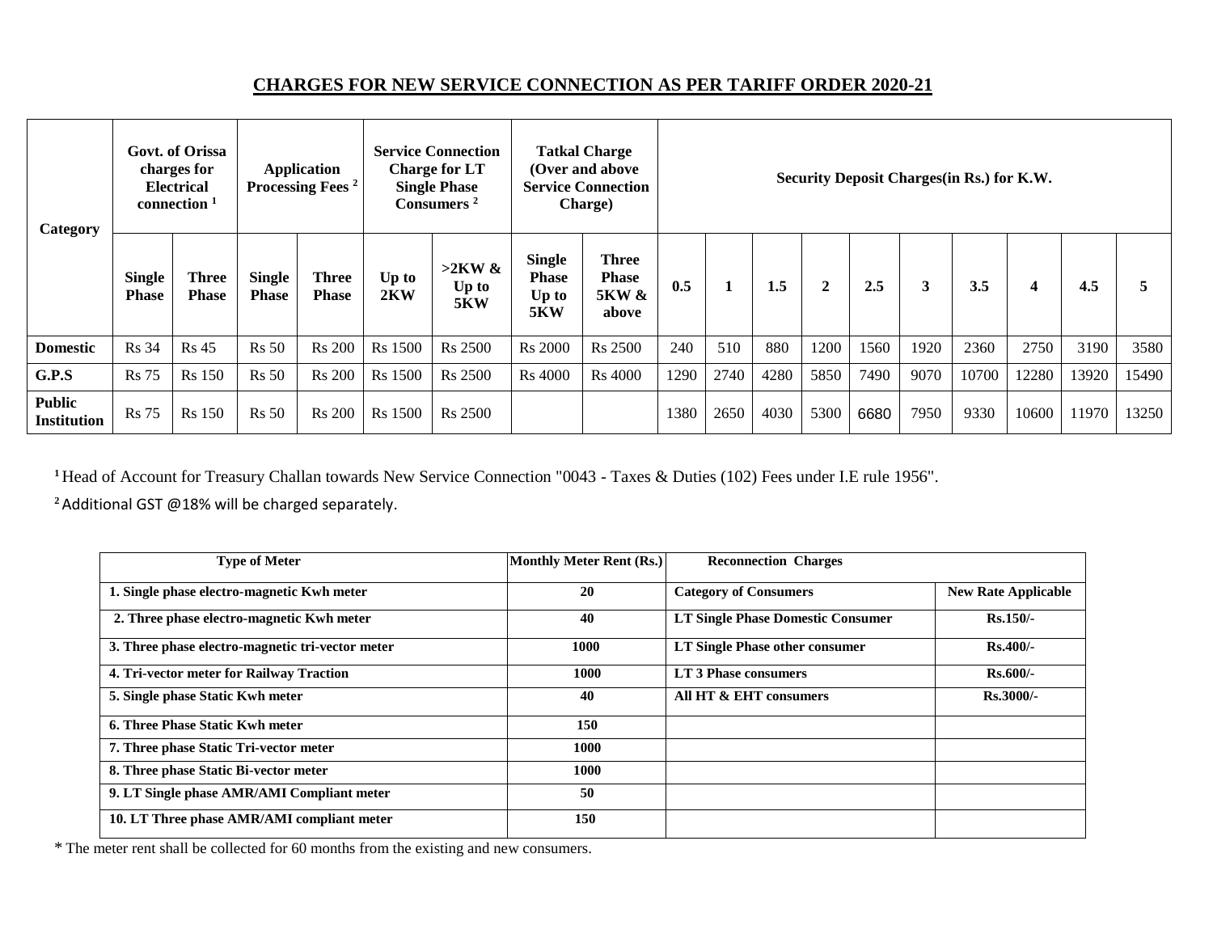## CHARGES FOR NEW SERVICE CONNECTION AS PER TARIFF ORDER 2020-21

| Category | Govt. of Orissa charges for Electrical connection [1] | | Application Processing Fees [2] | | Service Connection Charge for LT Single Phase Consumers [2] | | Tatkal Charge (Over and above Service Connection Charge) | | Security Deposit Charges(in Rs.) for K.W. | | | | | | | | | |
|---|---|---|---|---|---|---|---|---|---|---|---|---|---|---|---|---|---|---|
| | Single Phase | Three Phase | Single Phase | Three Phase | Up to 2KW | >2KW & Up to 5KW | Single Phase Up to 5KW | Three Phase 5KW & above | 0.5 | 1 | 1.5 | 2 | 2.5 | 3 | 3.5 | 4 | 4.5 | 5 |
| Domestic | Rs 34 | Rs 45 | Rs 50 | Rs 200 | Rs 1500 | Rs 2500 | Rs 2000 | Rs 2500 | 240 | 510 | 880 | 1200 | 1560 | 1920 | 2360 | 2750 | 3190 | 3580 |
| G.P.S | Rs 75 | Rs 150 | Rs 50 | Rs 200 | Rs 1500 | Rs 2500 | Rs 4000 | Rs 4000 | 1290 | 2740 | 4280 | 5850 | 7490 | 9070 | 10700 | 12280 | 13920 | 15490 |
| Public Institution | Rs 75 | Rs 150 | Rs 50 | Rs 200 | Rs 1500 | Rs 2500 | | | 1380 | 2650 | 4030 | 5300 | 6680 | 7950 | 9330 | 10600 | 11970 | 13250 |

[1] Head of Account for Treasury Challan towards New Service Connection "0043 - Taxes & Duties (102) Fees under I.E rule 1956".

[2] Additional GST @18% will be charged separately.

| Type of Meter | Monthly Meter Rent (Rs.) | Reconnection Charges | |
|---|---|---|---|
| 1. Single phase electro-magnetic Kwh meter | 20 | Category of Consumers | New Rate Applicable |
| 2. Three phase electro-magnetic Kwh meter | 40 | LT Single Phase Domestic Consumer | Rs.150/- |
| 3. Three phase electro-magnetic tri-vector meter | 1000 | LT Single Phase other consumer | Rs.400/- |
| 4. Tri-vector meter for Railway Traction | 1000 | LT 3 Phase consumers | Rs.600/- |
| 5. Single phase Static Kwh meter | 40 | All HT & EHT consumers | Rs.3000/- |
| 6. Three Phase Static Kwh meter | 150 | | |
| 7. Three phase Static Tri-vector meter | 1000 | | |
| 8. Three phase Static Bi-vector meter | 1000 | | |
| 9. LT Single phase AMR/AMI Compliant meter | 50 | | |
| 10. LT Three phase AMR/AMI compliant meter | 150 | | |

* The meter rent shall be collected for 60 months from the existing and new consumers.